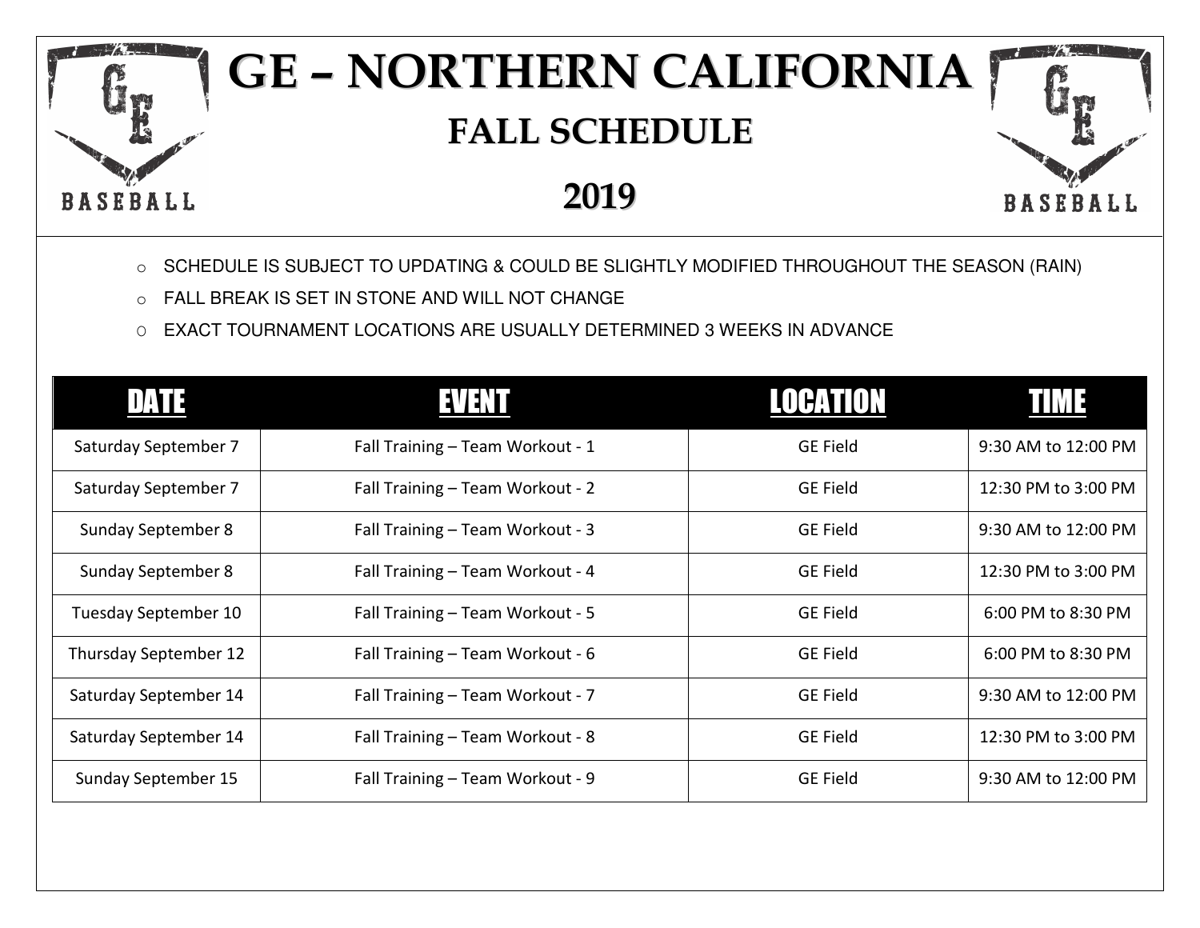# GE – NORTHERN CALIFORNIA

## FALL SCHEDULE

## 2019

- SCHEDULE IS SUBJECT TO UPDATING & COULD BE SLIGHTLY MODIFIED THROUGHOUT THE SEASON (RAIN)
- FALL BREAK IS SET IN STONE AND WILL NOT CHANGE
- EXACT TOURNAMENT LOCATIONS ARE USUALLY DETERMINED 3 WEEKS IN ADVANCE

| DATE | EVENT | LOCATION | TIME |
|---|---|---|---|
| Saturday September 7 | Fall Training – Team Workout - 1 | GE Field | 9:30 AM to 12:00 PM |
| Saturday September 7 | Fall Training – Team Workout - 2 | GE Field | 12:30 PM to 3:00 PM |
| Sunday September 8 | Fall Training – Team Workout - 3 | GE Field | 9:30 AM to 12:00 PM |
| Sunday September 8 | Fall Training – Team Workout - 4 | GE Field | 12:30 PM to 3:00 PM |
| Tuesday September 10 | Fall Training – Team Workout - 5 | GE Field | 6:00 PM to 8:30 PM |
| Thursday September 12 | Fall Training – Team Workout - 6 | GE Field | 6:00 PM to 8:30 PM |
| Saturday September 14 | Fall Training – Team Workout - 7 | GE Field | 9:30 AM to 12:00 PM |
| Saturday September 14 | Fall Training – Team Workout - 8 | GE Field | 12:30 PM to 3:00 PM |
| Sunday September 15 | Fall Training – Team Workout - 9 | GE Field | 9:30 AM to 12:00 PM |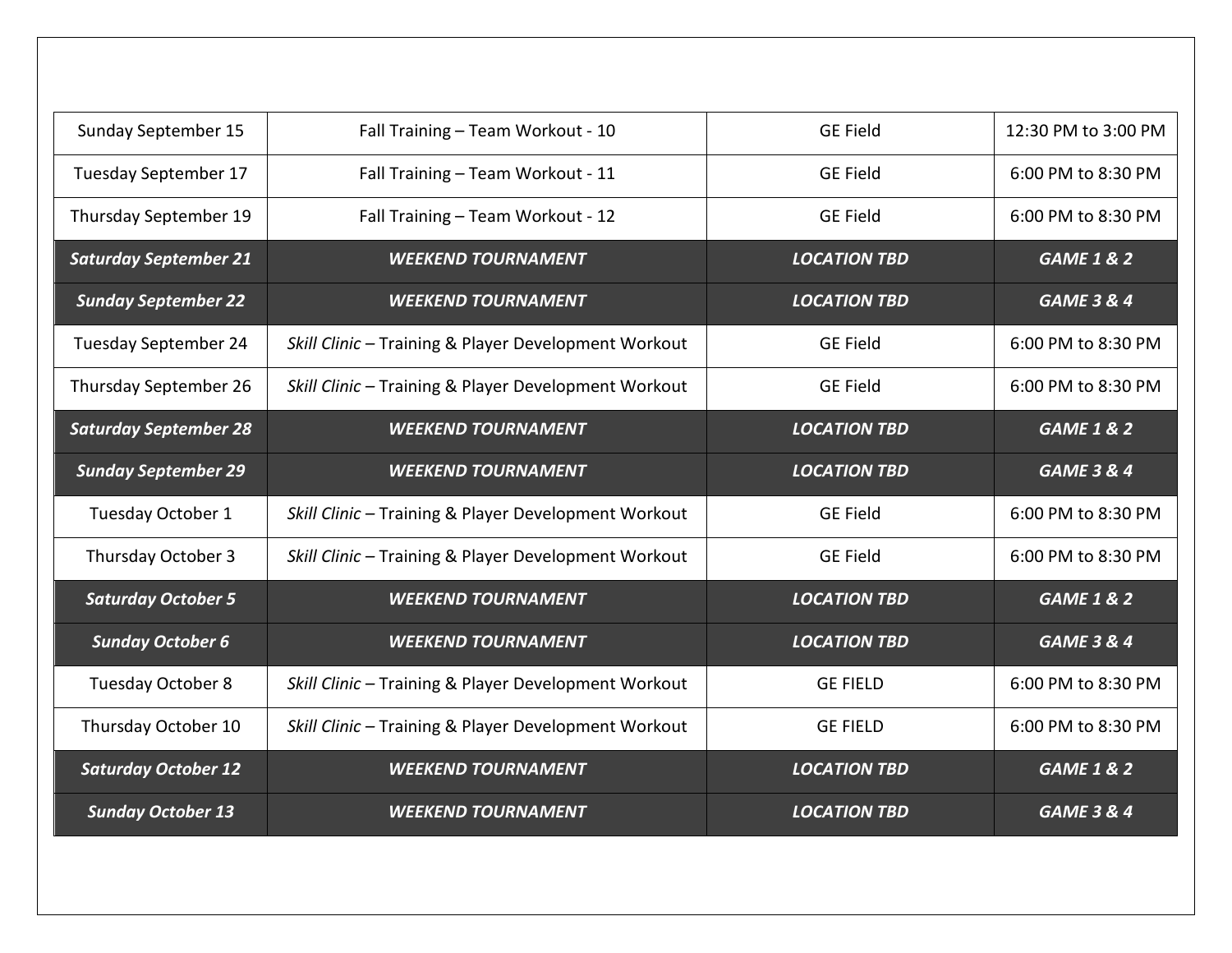| Sunday September 15 | Fall Training – Team Workout - 10 | GE Field | 12:30 PM to 3:00 PM |
|---|---|---|---|
| Tuesday September 17 | Fall Training – Team Workout - 11 | GE Field | 6:00 PM to 8:30 PM |
| Thursday September 19 | Fall Training – Team Workout - 12 | GE Field | 6:00 PM to 8:30 PM |
| ***Saturday September 21*** | ***WEEKEND TOURNAMENT*** | ***LOCATION TBD*** | ***GAME 1 & 2*** |
| ***Sunday September 22*** | ***WEEKEND TOURNAMENT*** | ***LOCATION TBD*** | ***GAME 3 & 4*** |
| Tuesday September 24 | *Skill Clinic* – Training & Player Development Workout | GE Field | 6:00 PM to 8:30 PM |
| Thursday September 26 | *Skill Clinic* – Training & Player Development Workout | GE Field | 6:00 PM to 8:30 PM |
| ***Saturday September 28*** | ***WEEKEND TOURNAMENT*** | ***LOCATION TBD*** | ***GAME 1 & 2*** |
| ***Sunday September 29*** | ***WEEKEND TOURNAMENT*** | ***LOCATION TBD*** | ***GAME 3 & 4*** |
| Tuesday October 1 | *Skill Clinic* – Training & Player Development Workout | GE Field | 6:00 PM to 8:30 PM |
| Thursday October 3 | *Skill Clinic* – Training & Player Development Workout | GE Field | 6:00 PM to 8:30 PM |
| ***Saturday October 5*** | ***WEEKEND TOURNAMENT*** | ***LOCATION TBD*** | ***GAME 1 & 2*** |
| ***Sunday October 6*** | ***WEEKEND TOURNAMENT*** | ***LOCATION TBD*** | ***GAME 3 & 4*** |
| Tuesday October 8 | *Skill Clinic* – Training & Player Development Workout | GE FIELD | 6:00 PM to 8:30 PM |
| Thursday October 10 | *Skill Clinic* – Training & Player Development Workout | GE FIELD | 6:00 PM to 8:30 PM |
| ***Saturday October 12*** | ***WEEKEND TOURNAMENT*** | ***LOCATION TBD*** | ***GAME 1 & 2*** |
| ***Sunday October 13*** | ***WEEKEND TOURNAMENT*** | ***LOCATION TBD*** | ***GAME 3 & 4*** |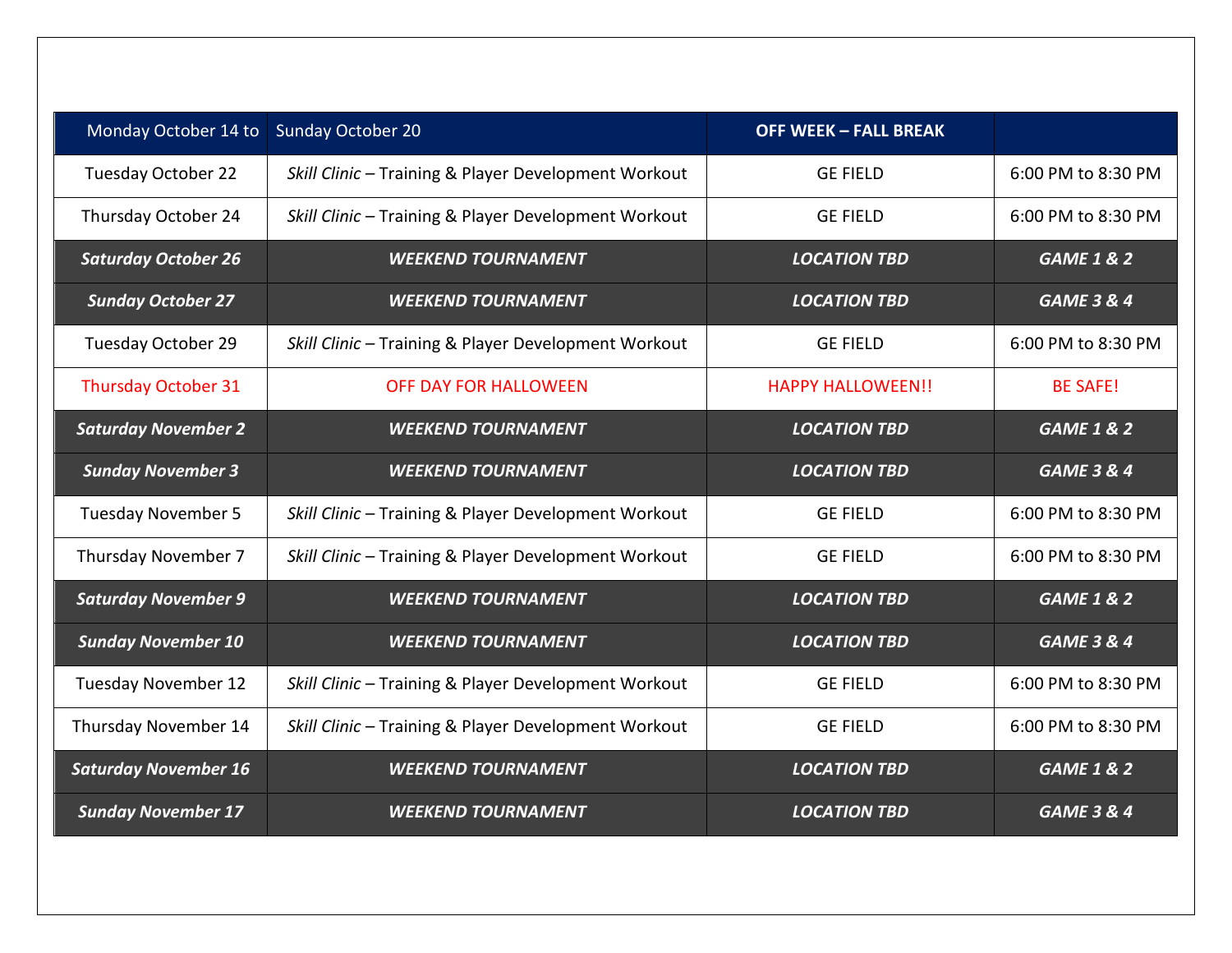| | | | |
|---|---|---|---|
| Monday October 14 to | Sunday October 20 | **OFF WEEK – FALL BREAK** | |
| Tuesday October 22 | *Skill Clinic* – Training & Player Development Workout | GE FIELD | 6:00 PM to 8:30 PM |
| Thursday October 24 | *Skill Clinic* – Training & Player Development Workout | GE FIELD | 6:00 PM to 8:30 PM |
| ***Saturday October 26*** | ***WEEKEND TOURNAMENT*** | ***LOCATION TBD*** | ***GAME 1 & 2*** |
| ***Sunday October 27*** | ***WEEKEND TOURNAMENT*** | ***LOCATION TBD*** | ***GAME 3 & 4*** |
| Tuesday October 29 | *Skill Clinic* – Training & Player Development Workout | GE FIELD | 6:00 PM to 8:30 PM |
| Thursday October 31 | OFF DAY FOR HALLOWEEN | HAPPY HALLOWEEN!! | BE SAFE! |
| ***Saturday November 2*** | ***WEEKEND TOURNAMENT*** | ***LOCATION TBD*** | ***GAME 1 & 2*** |
| ***Sunday November 3*** | ***WEEKEND TOURNAMENT*** | ***LOCATION TBD*** | ***GAME 3 & 4*** |
| Tuesday November 5 | *Skill Clinic* – Training & Player Development Workout | GE FIELD | 6:00 PM to 8:30 PM |
| Thursday November 7 | *Skill Clinic* – Training & Player Development Workout | GE FIELD | 6:00 PM to 8:30 PM |
| ***Saturday November 9*** | ***WEEKEND TOURNAMENT*** | ***LOCATION TBD*** | ***GAME 1 & 2*** |
| ***Sunday November 10*** | ***WEEKEND TOURNAMENT*** | ***LOCATION TBD*** | ***GAME 3 & 4*** |
| Tuesday November 12 | *Skill Clinic* – Training & Player Development Workout | GE FIELD | 6:00 PM to 8:30 PM |
| Thursday November 14 | *Skill Clinic* – Training & Player Development Workout | GE FIELD | 6:00 PM to 8:30 PM |
| ***Saturday November 16*** | ***WEEKEND TOURNAMENT*** | ***LOCATION TBD*** | ***GAME 1 & 2*** |
| ***Sunday November 17*** | ***WEEKEND TOURNAMENT*** | ***LOCATION TBD*** | ***GAME 3 & 4*** |